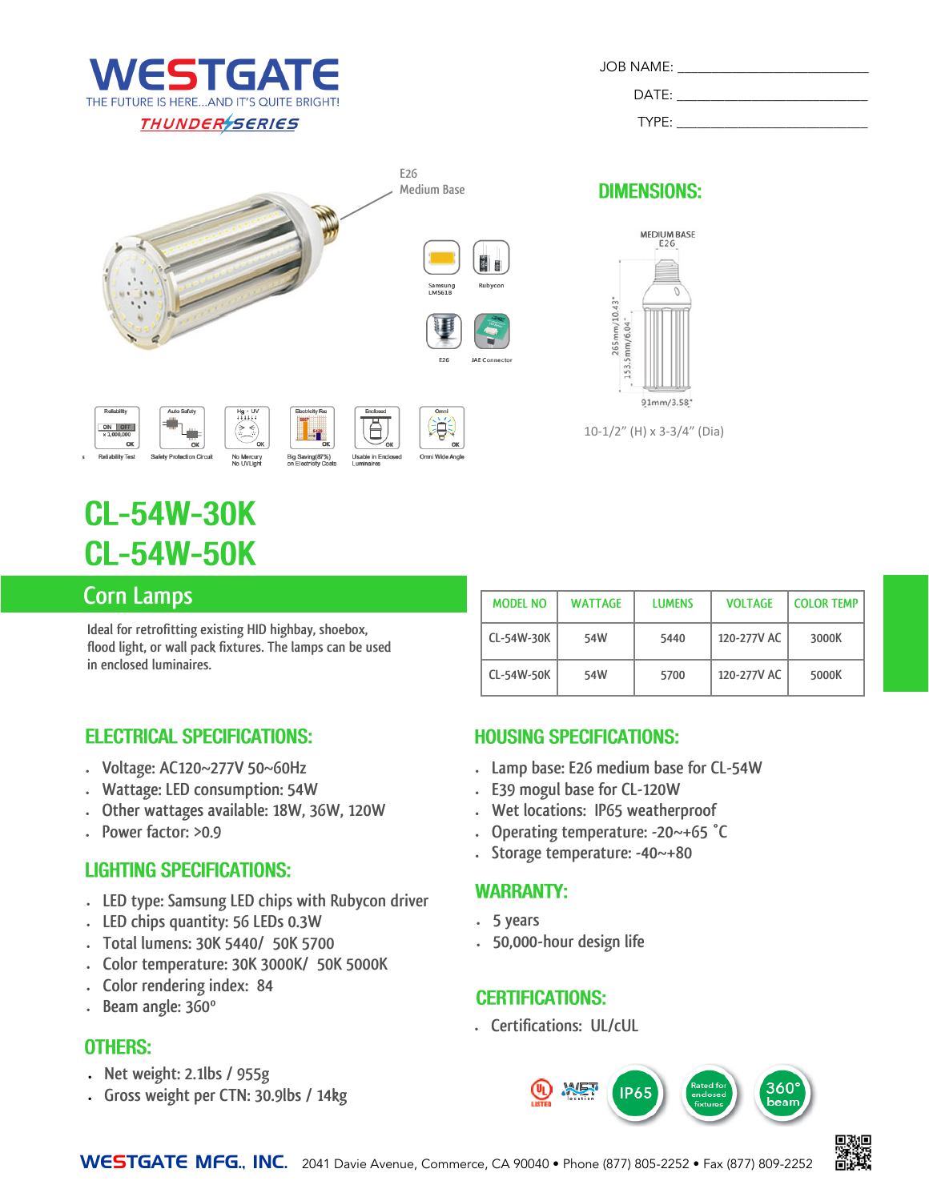# WESTGATE

THE FUTURE IS HERE...AND IT'S QUITE BRIGHT!

THUNDER SERIES

JOB NAME: ______________________

DATE: ______________________

TYPE: ______________________

E26 Medium Base

Samsung LM561B | Rubycon | E26 | JAE Connector

Reliability Test | Safety Protection Circuit | No Mercury No UVLight | Big Saving(87%) on Electricity Costs | Usable in Enclosed Luminaires | Omni Wide Angle

## DIMENSIONS:

MEDIUM BASE E26

265mm/10.43" | 153.5mm/6.04" | 91mm/3.58"

10-1/2" (H) x 3-3/4" (Dia)

# CL-54W-30K
# CL-54W-50K

## Corn Lamps

Ideal for retrofitting existing HID highbay, shoebox, flood light, or wall pack fixtures. The lamps can be used in enclosed luminaires.

| MODEL NO | WATTAGE | LUMENS | VOLTAGE | COLOR TEMP |
|---|---|---|---|---|
| CL-54W-30K | 54W | 5440 | 120-277V AC | 3000K |
| CL-54W-50K | 54W | 5700 | 120-277V AC | 5000K |

## ELECTRICAL SPECIFICATIONS:

- Voltage: AC120~277V 50~60Hz
- Wattage: LED consumption: 54W
- Other wattages available: 18W, 36W, 120W
- Power factor: >0.9

## LIGHTING SPECIFICATIONS:

- LED type: Samsung LED chips with Rubycon driver
- LED chips quantity: 56 LEDs 0.3W
- Total lumens: 30K 5440/ 50K 5700
- Color temperature: 30K 3000K/ 50K 5000K
- Color rendering index: 84
- Beam angle: 360°

## OTHERS:

- Net weight: 2.1lbs / 955g
- Gross weight per CTN: 30.9lbs / 14kg

## HOUSING SPECIFICATIONS:

- Lamp base: E26 medium base for CL-54W
- E39 mogul base for CL-120W
- Wet locations: IP65 weatherproof
- Operating temperature: -20~+65 ˚C
- Storage temperature: -40~+80

## WARRANTY:

- 5 years
- 50,000-hour design life

## CERTIFICATIONS:

- Certifications: UL/cUL

UL LISTED | WET location | IP65 | Rated for enclosed fixtures | 360° beam

WESTGATE MFG., INC. 2041 Davie Avenue, Commerce, CA 90040 • Phone (877) 805-2252 • Fax (877) 809-2252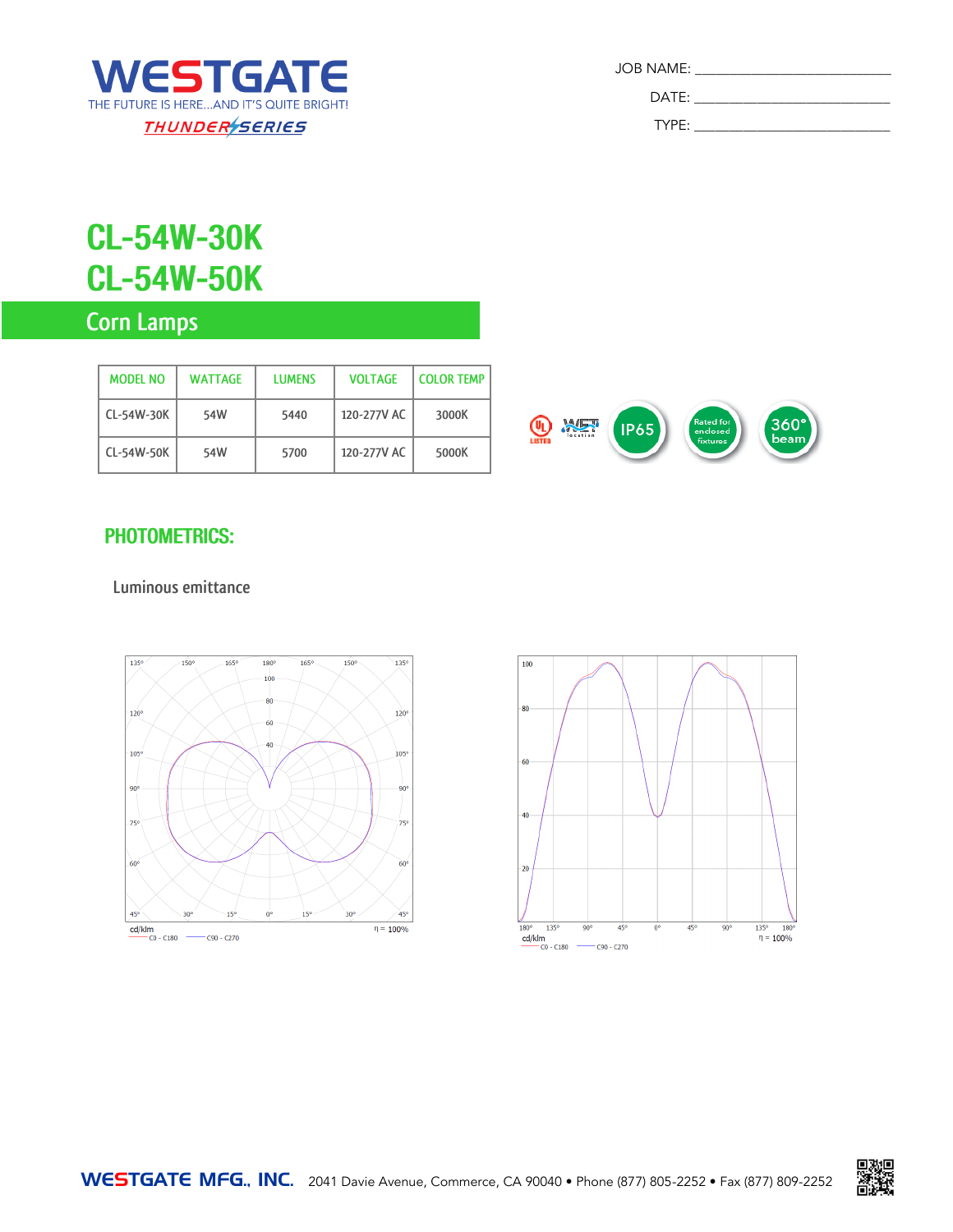# WESTGATE

THE FUTURE IS HERE...AND IT'S QUITE BRIGHT!

THUNDER SERIES

JOB NAME: ___________________________

DATE: ___________________________

TYPE: ___________________________

# CL-54W-30K
# CL-54W-50K

## Corn Lamps

| MODEL NO | WATTAGE | LUMENS | VOLTAGE | COLOR TEMP |
|---|---|---|---|---|
| CL-54W-30K | 54W | 5440 | 120-277V AC | 3000K |
| CL-54W-50K | 54W | 5700 | 120-277V AC | 5000K |

UL LISTED

WET location

IP65

Rated for enclosed fixtures

360° beam

## PHOTOMETRICS:

Luminous emittance

135° 150° 165° 180° 165° 150° 135°

120° 120°

105° 105°

90° 90°

75° 75°

60° 60°

45° 30° 15° 0° 15° 30° 45°

100 80 60 40

cd/klm

η = 100%

C0 - C180 C90 - C270

100 80 60 40 20

180° 135° 90° 45° 0° 45° 90° 135° 180°

cd/klm

η = 100%

C0 - C180 C90 - C270

**WESTGATE MFG., INC.** 2041 Davie Avenue, Commerce, CA 90040 • Phone (877) 805-2252 • Fax (877) 809-2252